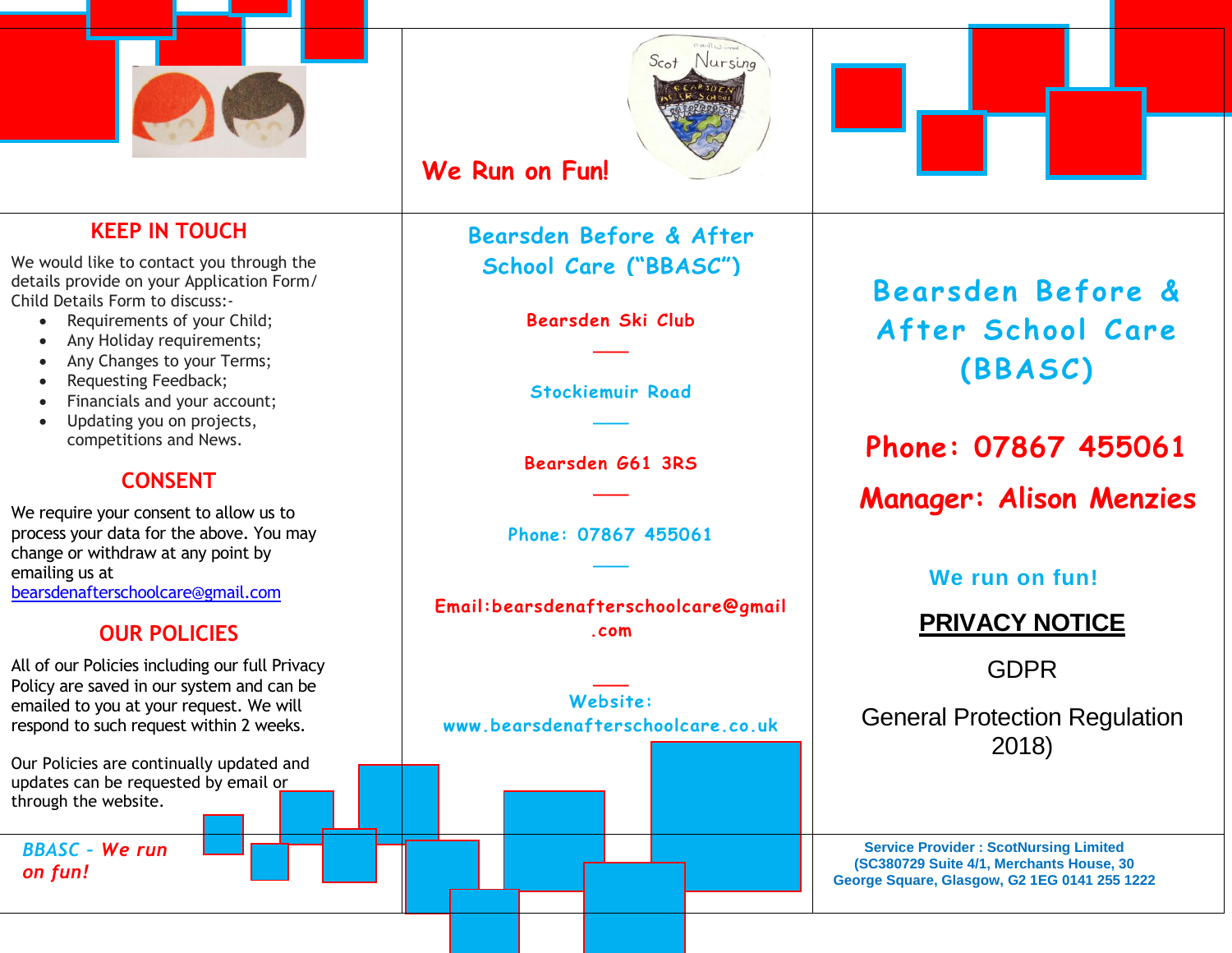We Run on Fun!

## KEEP IN TOUCH

We would like to contact you through the details provide on your Application Form/ Child Details Form to discuss:-

- Requirements of your Child;
- Any Holiday requirements;
- Any Changes to your Terms;
- Requesting Feedback;
- Financials and your account;
- Updating you on projects, competitions and News.

## CONSENT

We require your consent to allow us to process your data for the above. You may change or withdraw at any point by emailing us at bearsdenafterschoolcare@gmail.com

## OUR POLICIES

All of our Policies including our full Privacy Policy are saved in our system and can be emailed to you at your request. We will respond to such request within 2 weeks.

Our Policies are continually updated and updates can be requested by email or through the website.

*BBASC - We run on fun!*

## Bearsden Before & After School Care ("BBASC")

Bearsden Ski Club

Stockiemuir Road

Bearsden G61 3RS

Phone: 07867 455061

Email:bearsdenafterschoolcare@gmail.com

Website: www.bearsdenafterschoolcare.co.uk

# Bearsden Before & After School Care (BBASC)

**Phone: 07867 455061**

***Manager: Alison Menzies***

We run on fun!

**PRIVACY NOTICE**

GDPR

General Protection Regulation 2018)

**Service Provider : ScotNursing Limited (SC380729 Suite 4/1, Merchants House, 30 George Square, Glasgow, G2 1EG 0141 255 1222**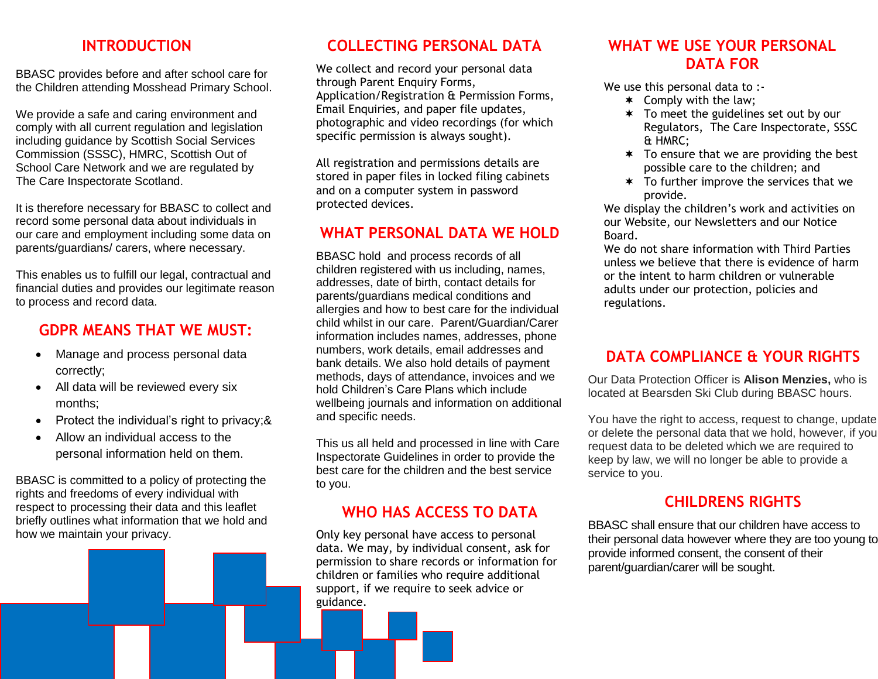## INTRODUCTION

BBASC provides before and after school care for the Children attending Mosshead Primary School.

We provide a safe and caring environment and comply with all current regulation and legislation including guidance by Scottish Social Services Commission (SSSC), HMRC, Scottish Out of School Care Network and we are regulated by The Care Inspectorate Scotland.

It is therefore necessary for BBASC to collect and record some personal data about individuals in our care and employment including some data on parents/guardians/ carers, where necessary.

This enables us to fulfill our legal, contractual and financial duties and provides our legitimate reason to process and record data.

## GDPR MEANS THAT WE MUST:

- Manage and process personal data correctly;
- All data will be reviewed every six months;
- Protect the individual's right to privacy;&
- Allow an individual access to the personal information held on them.

BBASC is committed to a policy of protecting the rights and freedoms of every individual with respect to processing their data and this leaflet briefly outlines what information that we hold and how we maintain your privacy.

## COLLECTING PERSONAL DATA

We collect and record your personal data through Parent Enquiry Forms, Application/Registration & Permission Forms, Email Enquiries, and paper file updates, photographic and video recordings (for which specific permission is always sought).

All registration and permissions details are stored in paper files in locked filing cabinets and on a computer system in password protected devices.

## WHAT PERSONAL DATA WE HOLD

BBASC hold and process records of all children registered with us including, names, addresses, date of birth, contact details for parents/guardians medical conditions and allergies and how to best care for the individual child whilst in our care. Parent/Guardian/Carer information includes names, addresses, phone numbers, work details, email addresses and bank details. We also hold details of payment methods, days of attendance, invoices and we hold Children's Care Plans which include wellbeing journals and information on additional and specific needs.

This us all held and processed in line with Care Inspectorate Guidelines in order to provide the best care for the children and the best service to you.

## WHO HAS ACCESS TO DATA

Only key personal have access to personal data. We may, by individual consent, ask for permission to share records or information for children or families who require additional support, if we require to seek advice or guidance.

## WHAT WE USE YOUR PERSONAL DATA FOR

We use this personal data to :-

- Comply with the law;
- To meet the guidelines set out by our Regulators, The Care Inspectorate, SSSC & HMRC;
- To ensure that we are providing the best possible care to the children; and
- To further improve the services that we provide.

We display the children's work and activities on our Website, our Newsletters and our Notice Board.

We do not share information with Third Parties unless we believe that there is evidence of harm or the intent to harm children or vulnerable adults under our protection, policies and regulations.

## DATA COMPLIANCE & YOUR RIGHTS

Our Data Protection Officer is **Alison Menzies,** who is located at Bearsden Ski Club during BBASC hours.

You have the right to access, request to change, update or delete the personal data that we hold, however, if you request data to be deleted which we are required to keep by law, we will no longer be able to provide a service to you.

## CHILDRENS RIGHTS

BBASC shall ensure that our children have access to their personal data however where they are too young to provide informed consent, the consent of their parent/guardian/carer will be sought.